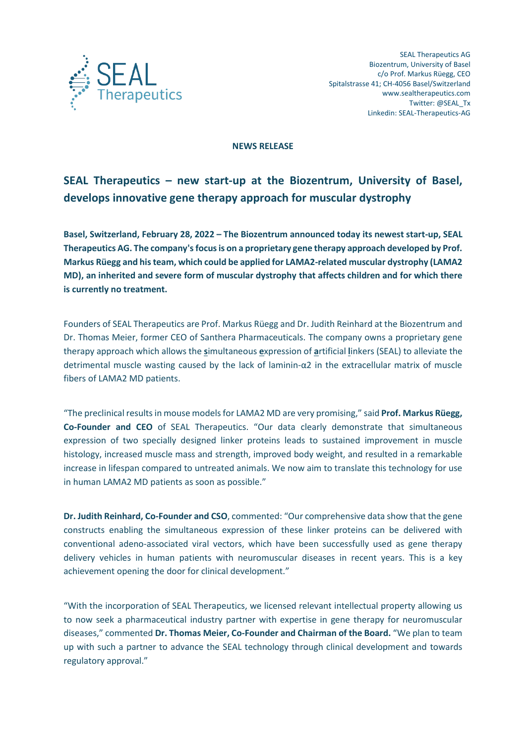SEAL Therapeutics AG
Biozentrum, University of Basel
c/o Prof. Markus Rüegg, CEO
Spitalstrasse 41; CH-4056 Basel/Switzerland
www.sealtherapeutics.com
Twitter: @SEAL_Tx
Linkedin: SEAL-Therapeutics-AG

**NEWS RELEASE**

# SEAL Therapeutics – new start-up at the Biozentrum, University of Basel, develops innovative gene therapy approach for muscular dystrophy

**Basel, Switzerland, February 28, 2022 – The Biozentrum announced today its newest start-up, SEAL Therapeutics AG. The company's focus is on a proprietary gene therapy approach developed by Prof. Markus Rüegg and his team, which could be applied for LAMA2-related muscular dystrophy (LAMA2 MD), an inherited and severe form of muscular dystrophy that affects children and for which there is currently no treatment.**

Founders of SEAL Therapeutics are Prof. Markus Rüegg and Dr. Judith Reinhard at the Biozentrum and Dr. Thomas Meier, former CEO of Santhera Pharmaceuticals. The company owns a proprietary gene therapy approach which allows the **s**imultaneous **e**xpression of **a**rtificial **l**inkers (SEAL) to alleviate the detrimental muscle wasting caused by the lack of laminin-α2 in the extracellular matrix of muscle fibers of LAMA2 MD patients.

"The preclinical results in mouse models for LAMA2 MD are very promising," said **Prof. Markus Rüegg, Co-Founder and CEO** of SEAL Therapeutics. "Our data clearly demonstrate that simultaneous expression of two specially designed linker proteins leads to sustained improvement in muscle histology, increased muscle mass and strength, improved body weight, and resulted in a remarkable increase in lifespan compared to untreated animals. We now aim to translate this technology for use in human LAMA2 MD patients as soon as possible."

**Dr. Judith Reinhard, Co-Founder and CSO**, commented: "Our comprehensive data show that the gene constructs enabling the simultaneous expression of these linker proteins can be delivered with conventional adeno-associated viral vectors, which have been successfully used as gene therapy delivery vehicles in human patients with neuromuscular diseases in recent years. This is a key achievement opening the door for clinical development."

"With the incorporation of SEAL Therapeutics, we licensed relevant intellectual property allowing us to now seek a pharmaceutical industry partner with expertise in gene therapy for neuromuscular diseases," commented **Dr. Thomas Meier, Co-Founder and Chairman of the Board.** "We plan to team up with such a partner to advance the SEAL technology through clinical development and towards regulatory approval."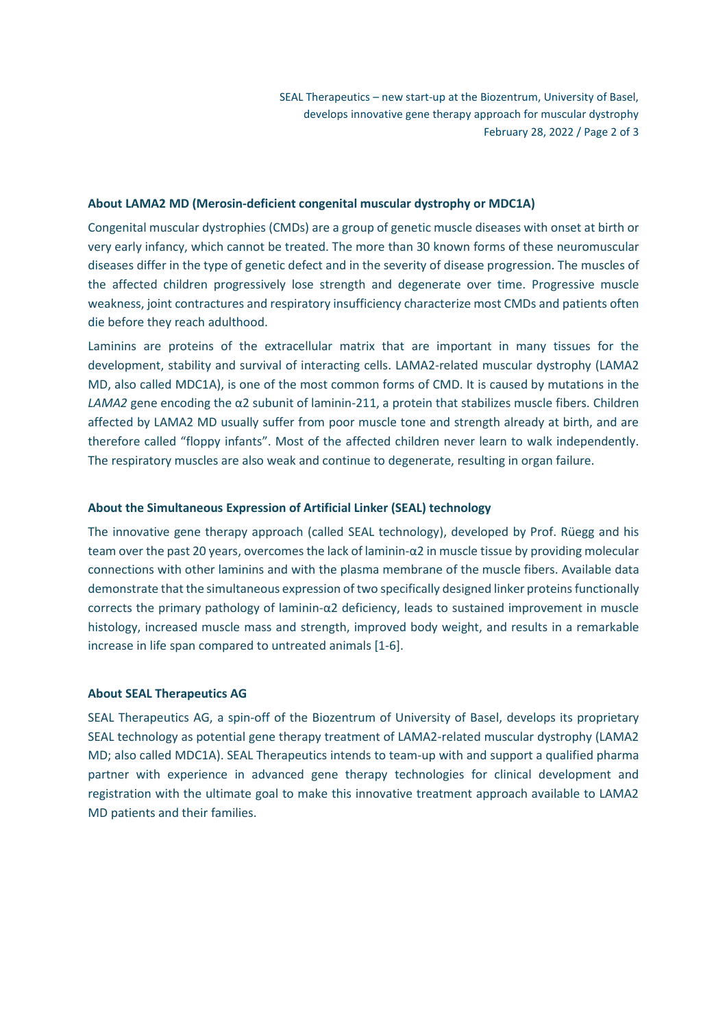### About LAMA2 MD (Merosin-deficient congenital muscular dystrophy or MDC1A)

Congenital muscular dystrophies (CMDs) are a group of genetic muscle diseases with onset at birth or very early infancy, which cannot be treated. The more than 30 known forms of these neuromuscular diseases differ in the type of genetic defect and in the severity of disease progression. The muscles of the affected children progressively lose strength and degenerate over time. Progressive muscle weakness, joint contractures and respiratory insufficiency characterize most CMDs and patients often die before they reach adulthood.

Laminins are proteins of the extracellular matrix that are important in many tissues for the development, stability and survival of interacting cells. LAMA2-related muscular dystrophy (LAMA2 MD, also called MDC1A), is one of the most common forms of CMD. It is caused by mutations in the *LAMA2* gene encoding the α2 subunit of laminin-211, a protein that stabilizes muscle fibers. Children affected by LAMA2 MD usually suffer from poor muscle tone and strength already at birth, and are therefore called "floppy infants". Most of the affected children never learn to walk independently. The respiratory muscles are also weak and continue to degenerate, resulting in organ failure.

### About the Simultaneous Expression of Artificial Linker (SEAL) technology

The innovative gene therapy approach (called SEAL technology), developed by Prof. Rüegg and his team over the past 20 years, overcomes the lack of laminin-α2 in muscle tissue by providing molecular connections with other laminins and with the plasma membrane of the muscle fibers. Available data demonstrate that the simultaneous expression of two specifically designed linker proteins functionally corrects the primary pathology of laminin-α2 deficiency, leads to sustained improvement in muscle histology, increased muscle mass and strength, improved body weight, and results in a remarkable increase in life span compared to untreated animals [1-6].

### About SEAL Therapeutics AG

SEAL Therapeutics AG, a spin-off of the Biozentrum of University of Basel, develops its proprietary SEAL technology as potential gene therapy treatment of LAMA2-related muscular dystrophy (LAMA2 MD; also called MDC1A). SEAL Therapeutics intends to team-up with and support a qualified pharma partner with experience in advanced gene therapy technologies for clinical development and registration with the ultimate goal to make this innovative treatment approach available to LAMA2 MD patients and their families.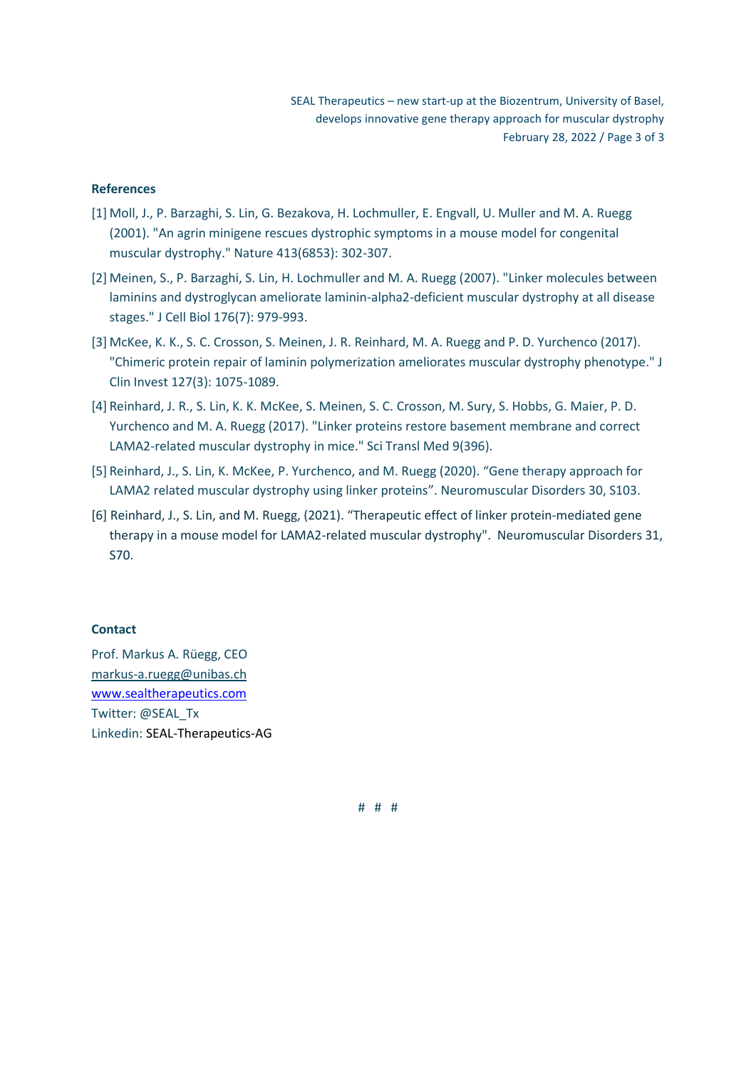## References

[1] Moll, J., P. Barzaghi, S. Lin, G. Bezakova, H. Lochmuller, E. Engvall, U. Muller and M. A. Ruegg (2001). "An agrin minigene rescues dystrophic symptoms in a mouse model for congenital muscular dystrophy." Nature 413(6853): 302-307.

[2] Meinen, S., P. Barzaghi, S. Lin, H. Lochmuller and M. A. Ruegg (2007). "Linker molecules between laminins and dystroglycan ameliorate laminin-alpha2-deficient muscular dystrophy at all disease stages." J Cell Biol 176(7): 979-993.

[3] McKee, K. K., S. C. Crosson, S. Meinen, J. R. Reinhard, M. A. Ruegg and P. D. Yurchenco (2017). "Chimeric protein repair of laminin polymerization ameliorates muscular dystrophy phenotype." J Clin Invest 127(3): 1075-1089.

[4] Reinhard, J. R., S. Lin, K. K. McKee, S. Meinen, S. C. Crosson, M. Sury, S. Hobbs, G. Maier, P. D. Yurchenco and M. A. Ruegg (2017). "Linker proteins restore basement membrane and correct LAMA2-related muscular dystrophy in mice." Sci Transl Med 9(396).

[5] Reinhard, J., S. Lin, K. McKee, P. Yurchenco, and M. Ruegg (2020). "Gene therapy approach for LAMA2 related muscular dystrophy using linker proteins". Neuromuscular Disorders 30, S103.

[6] Reinhard, J., S. Lin, and M. Ruegg, (2021). "Therapeutic effect of linker protein-mediated gene therapy in a mouse model for LAMA2-related muscular dystrophy". Neuromuscular Disorders 31, S70.

## Contact

Prof. Markus A. Rüegg, CEO
markus-a.ruegg@unibas.ch
www.sealtherapeutics.com
Twitter: @SEAL_Tx
Linkedin: SEAL-Therapeutics-AG

# # #